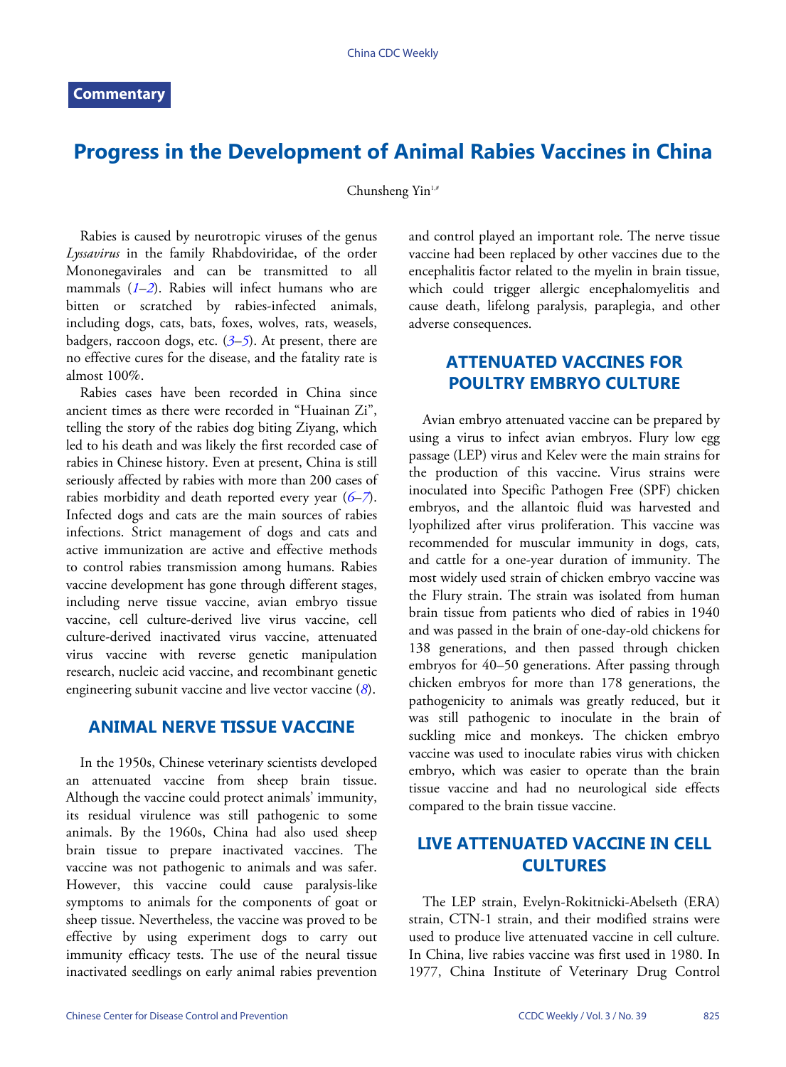**Commentary**

# Progress in the Development of Animal Rabies Vaccines in China

Chunsheng Yin[1,#]

Rabies is caused by neurotropic viruses of the genus *Lyssavirus* in the family Rhabdoviridae, of the order Mononegavirales and can be transmitted to all mammals (*1*–*2*). Rabies will infect humans who are bitten or scratched by rabies-infected animals, including dogs, cats, bats, foxes, wolves, rats, weasels, badgers, raccoon dogs, etc. (*3*–*5*). At present, there are no effective cures for the disease, and the fatality rate is almost 100%.

Rabies cases have been recorded in China since ancient times as there were recorded in "Huainan Zi", telling the story of the rabies dog biting Ziyang, which led to his death and was likely the first recorded case of rabies in Chinese history. Even at present, China is still seriously affected by rabies with more than 200 cases of rabies morbidity and death reported every year (*6*–*7*). Infected dogs and cats are the main sources of rabies infections. Strict management of dogs and cats and active immunization are active and effective methods to control rabies transmission among humans. Rabies vaccine development has gone through different stages, including nerve tissue vaccine, avian embryo tissue vaccine, cell culture-derived live virus vaccine, cell culture-derived inactivated virus vaccine, attenuated virus vaccine with reverse genetic manipulation research, nucleic acid vaccine, and recombinant genetic engineering subunit vaccine and live vector vaccine (*8*).

## ANIMAL NERVE TISSUE VACCINE

In the 1950s, Chinese veterinary scientists developed an attenuated vaccine from sheep brain tissue. Although the vaccine could protect animals' immunity, its residual virulence was still pathogenic to some animals. By the 1960s, China had also used sheep brain tissue to prepare inactivated vaccines. The vaccine was not pathogenic to animals and was safer. However, this vaccine could cause paralysis-like symptoms to animals for the components of goat or sheep tissue. Nevertheless, the vaccine was proved to be effective by using experiment dogs to carry out immunity efficacy tests. The use of the neural tissue inactivated seedlings on early animal rabies prevention and control played an important role. The nerve tissue vaccine had been replaced by other vaccines due to the encephalitis factor related to the myelin in brain tissue, which could trigger allergic encephalomyelitis and cause death, lifelong paralysis, paraplegia, and other adverse consequences.

## ATTENUATED VACCINES FOR POULTRY EMBRYO CULTURE

Avian embryo attenuated vaccine can be prepared by using a virus to infect avian embryos. Flury low egg passage (LEP) virus and Kelev were the main strains for the production of this vaccine. Virus strains were inoculated into Specific Pathogen Free (SPF) chicken embryos, and the allantoic fluid was harvested and lyophilized after virus proliferation. This vaccine was recommended for muscular immunity in dogs, cats, and cattle for a one-year duration of immunity. The most widely used strain of chicken embryo vaccine was the Flury strain. The strain was isolated from human brain tissue from patients who died of rabies in 1940 and was passed in the brain of one-day-old chickens for 138 generations, and then passed through chicken embryos for 40–50 generations. After passing through chicken embryos for more than 178 generations, the pathogenicity to animals was greatly reduced, but it was still pathogenic to inoculate in the brain of suckling mice and monkeys. The chicken embryo vaccine was used to inoculate rabies virus with chicken embryo, which was easier to operate than the brain tissue vaccine and had no neurological side effects compared to the brain tissue vaccine.

## LIVE ATTENUATED VACCINE IN CELL CULTURES

The LEP strain, Evelyn-Rokitnicki-Abelseth (ERA) strain, CTN-1 strain, and their modified strains were used to produce live attenuated vaccine in cell culture. In China, live rabies vaccine was first used in 1980. In 1977, China Institute of Veterinary Drug Control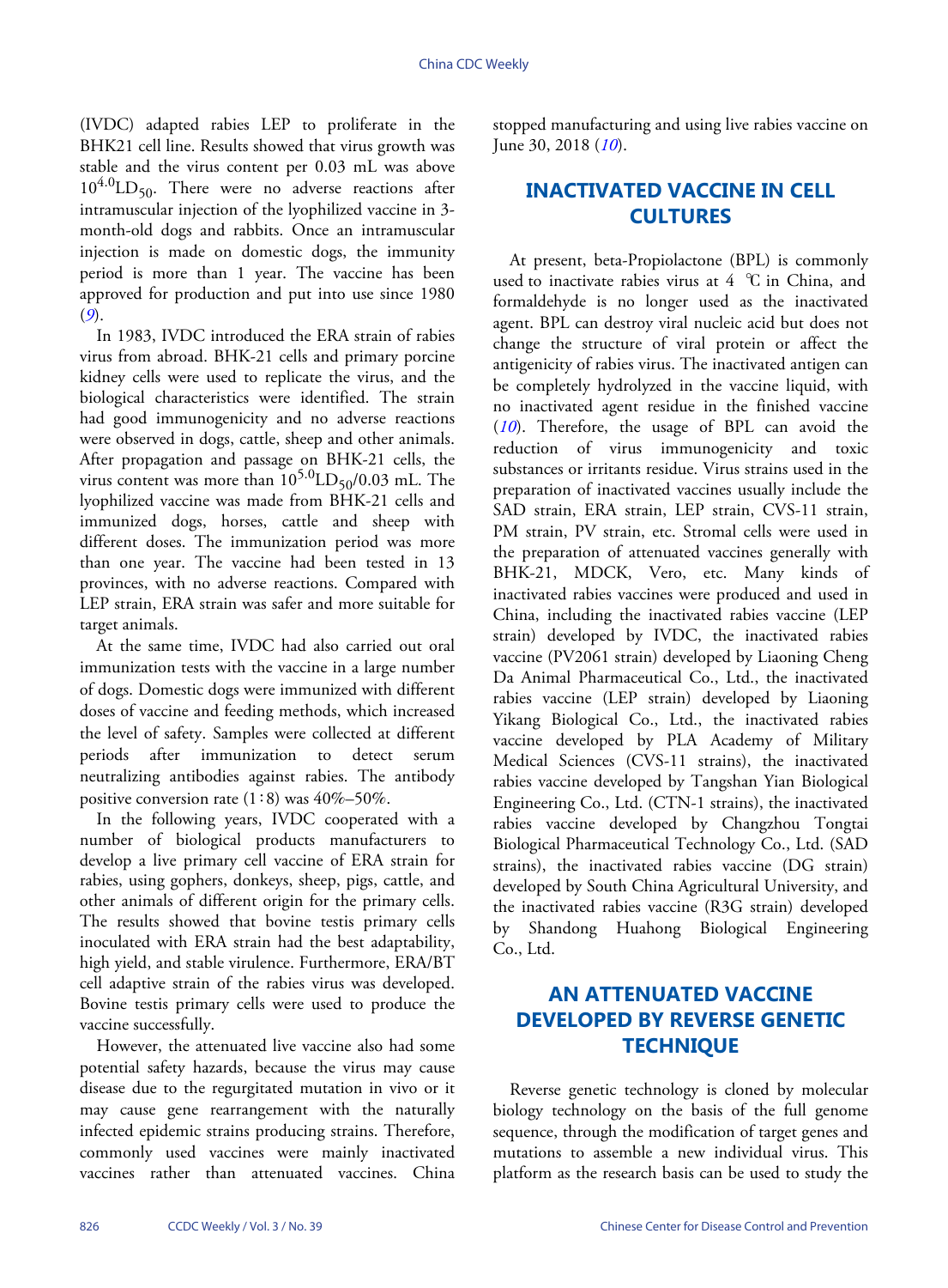(IVDC) adapted rabies LEP to proliferate in the BHK21 cell line. Results showed that virus growth was stable and the virus content per 0.03 mL was above $10^{4.0}LD_{50}$. There were no adverse reactions after intramuscular injection of the lyophilized vaccine in 3-month-old dogs and rabbits. Once an intramuscular injection is made on domestic dogs, the immunity period is more than 1 year. The vaccine has been approved for production and put into use since 1980 (*9*).

In 1983, IVDC introduced the ERA strain of rabies virus from abroad. BHK-21 cells and primary porcine kidney cells were used to replicate the virus, and the biological characteristics were identified. The strain had good immunogenicity and no adverse reactions were observed in dogs, cattle, sheep and other animals. After propagation and passage on BHK-21 cells, the virus content was more than $10^{5.0}LD_{50}$/0.03 mL. The lyophilized vaccine was made from BHK-21 cells and immunized dogs, horses, cattle and sheep with different doses. The immunization period was more than one year. The vaccine had been tested in 13 provinces, with no adverse reactions. Compared with LEP strain, ERA strain was safer and more suitable for target animals.

At the same time, IVDC had also carried out oral immunization tests with the vaccine in a large number of dogs. Domestic dogs were immunized with different doses of vaccine and feeding methods, which increased the level of safety. Samples were collected at different periods after immunization to detect serum neutralizing antibodies against rabies. The antibody positive conversion rate (1∶8) was 40%–50%.

In the following years, IVDC cooperated with a number of biological products manufacturers to develop a live primary cell vaccine of ERA strain for rabies, using gophers, donkeys, sheep, pigs, cattle, and other animals of different origin for the primary cells. The results showed that bovine testis primary cells inoculated with ERA strain had the best adaptability, high yield, and stable virulence. Furthermore, ERA/BT cell adaptive strain of the rabies virus was developed. Bovine testis primary cells were used to produce the vaccine successfully.

However, the attenuated live vaccine also had some potential safety hazards, because the virus may cause disease due to the regurgitated mutation in vivo or it may cause gene rearrangement with the naturally infected epidemic strains producing strains. Therefore, commonly used vaccines were mainly inactivated vaccines rather than attenuated vaccines. China stopped manufacturing and using live rabies vaccine on June 30, 2018 (*10*).

## INACTIVATED VACCINE IN CELL CULTURES

At present, beta-Propiolactone (BPL) is commonly used to inactivate rabies virus at 4 ℃ in China, and formaldehyde is no longer used as the inactivated agent. BPL can destroy viral nucleic acid but does not change the structure of viral protein or affect the antigenicity of rabies virus. The inactivated antigen can be completely hydrolyzed in the vaccine liquid, with no inactivated agent residue in the finished vaccine (*10*). Therefore, the usage of BPL can avoid the reduction of virus immunogenicity and toxic substances or irritants residue. Virus strains used in the preparation of inactivated vaccines usually include the SAD strain, ERA strain, LEP strain, CVS-11 strain, PM strain, PV strain, etc. Stromal cells were used in the preparation of attenuated vaccines generally with BHK-21, MDCK, Vero, etc. Many kinds of inactivated rabies vaccines were produced and used in China, including the inactivated rabies vaccine (LEP strain) developed by IVDC, the inactivated rabies vaccine (PV2061 strain) developed by Liaoning Cheng Da Animal Pharmaceutical Co., Ltd., the inactivated rabies vaccine (LEP strain) developed by Liaoning Yikang Biological Co., Ltd., the inactivated rabies vaccine developed by PLA Academy of Military Medical Sciences (CVS-11 strains), the inactivated rabies vaccine developed by Tangshan Yian Biological Engineering Co., Ltd. (CTN-1 strains), the inactivated rabies vaccine developed by Changzhou Tongtai Biological Pharmaceutical Technology Co., Ltd. (SAD strains), the inactivated rabies vaccine (DG strain) developed by South China Agricultural University, and the inactivated rabies vaccine (R3G strain) developed by Shandong Huahong Biological Engineering Co., Ltd.

## AN ATTENUATED VACCINE DEVELOPED BY REVERSE GENETIC TECHNIQUE

Reverse genetic technology is cloned by molecular biology technology on the basis of the full genome sequence, through the modification of target genes and mutations to assemble a new individual virus. This platform as the research basis can be used to study the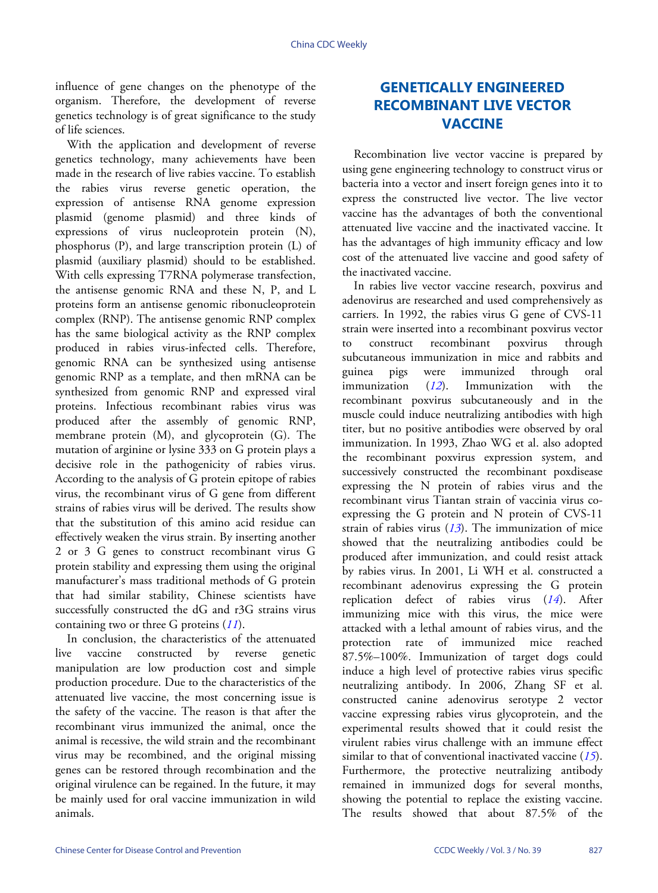influence of gene changes on the phenotype of the organism. Therefore, the development of reverse genetics technology is of great significance to the study of life sciences.

With the application and development of reverse genetics technology, many achievements have been made in the research of live rabies vaccine. To establish the rabies virus reverse genetic operation, the expression of antisense RNA genome expression plasmid (genome plasmid) and three kinds of expressions of virus nucleoprotein protein (N), phosphorus (P), and large transcription protein (L) of plasmid (auxiliary plasmid) should to be established. With cells expressing T7RNA polymerase transfection, the antisense genomic RNA and these N, P, and L proteins form an antisense genomic ribonucleoprotein complex (RNP). The antisense genomic RNP complex has the same biological activity as the RNP complex produced in rabies virus-infected cells. Therefore, genomic RNA can be synthesized using antisense genomic RNP as a template, and then mRNA can be synthesized from genomic RNP and expressed viral proteins. Infectious recombinant rabies virus was produced after the assembly of genomic RNP, membrane protein (M), and glycoprotein (G). The mutation of arginine or lysine 333 on G protein plays a decisive role in the pathogenicity of rabies virus. According to the analysis of G protein epitope of rabies virus, the recombinant virus of G gene from different strains of rabies virus will be derived. The results show that the substitution of this amino acid residue can effectively weaken the virus strain. By inserting another 2 or 3 G genes to construct recombinant virus G protein stability and expressing them using the original manufacturer's mass traditional methods of G protein that had similar stability, Chinese scientists have successfully constructed the dG and r3G strains virus containing two or three G proteins (*11*).

In conclusion, the characteristics of the attenuated live vaccine constructed by reverse genetic manipulation are low production cost and simple production procedure. Due to the characteristics of the attenuated live vaccine, the most concerning issue is the safety of the vaccine. The reason is that after the recombinant virus immunized the animal, once the animal is recessive, the wild strain and the recombinant virus may be recombined, and the original missing genes can be restored through recombination and the original virulence can be regained. In the future, it may be mainly used for oral vaccine immunization in wild animals.

## GENETICALLY ENGINEERED RECOMBINANT LIVE VECTOR VACCINE

Recombination live vector vaccine is prepared by using gene engineering technology to construct virus or bacteria into a vector and insert foreign genes into it to express the constructed live vector. The live vector vaccine has the advantages of both the conventional attenuated live vaccine and the inactivated vaccine. It has the advantages of high immunity efficacy and low cost of the attenuated live vaccine and good safety of the inactivated vaccine.

In rabies live vector vaccine research, poxvirus and adenovirus are researched and used comprehensively as carriers. In 1992, the rabies virus G gene of CVS-11 strain were inserted into a recombinant poxvirus vector to construct recombinant poxvirus through subcutaneous immunization in mice and rabbits and guinea pigs were immunized through oral immunization (*12*). Immunization with the recombinant poxvirus subcutaneously and in the muscle could induce neutralizing antibodies with high titer, but no positive antibodies were observed by oral immunization. In 1993, Zhao WG et al. also adopted the recombinant poxvirus expression system, and successively constructed the recombinant poxdisease expressing the N protein of rabies virus and the recombinant virus Tiantan strain of vaccinia virus co-expressing the G protein and N protein of CVS-11 strain of rabies virus (*13*). The immunization of mice showed that the neutralizing antibodies could be produced after immunization, and could resist attack by rabies virus. In 2001, Li WH et al. constructed a recombinant adenovirus expressing the G protein replication defect of rabies virus (*14*). After immunizing mice with this virus, the mice were attacked with a lethal amount of rabies virus, and the protection rate of immunized mice reached 87.5%–100%. Immunization of target dogs could induce a high level of protective rabies virus specific neutralizing antibody. In 2006, Zhang SF et al. constructed canine adenovirus serotype 2 vector vaccine expressing rabies virus glycoprotein, and the experimental results showed that it could resist the virulent rabies virus challenge with an immune effect similar to that of conventional inactivated vaccine (*15*). Furthermore, the protective neutralizing antibody remained in immunized dogs for several months, showing the potential to replace the existing vaccine. The results showed that about 87.5% of the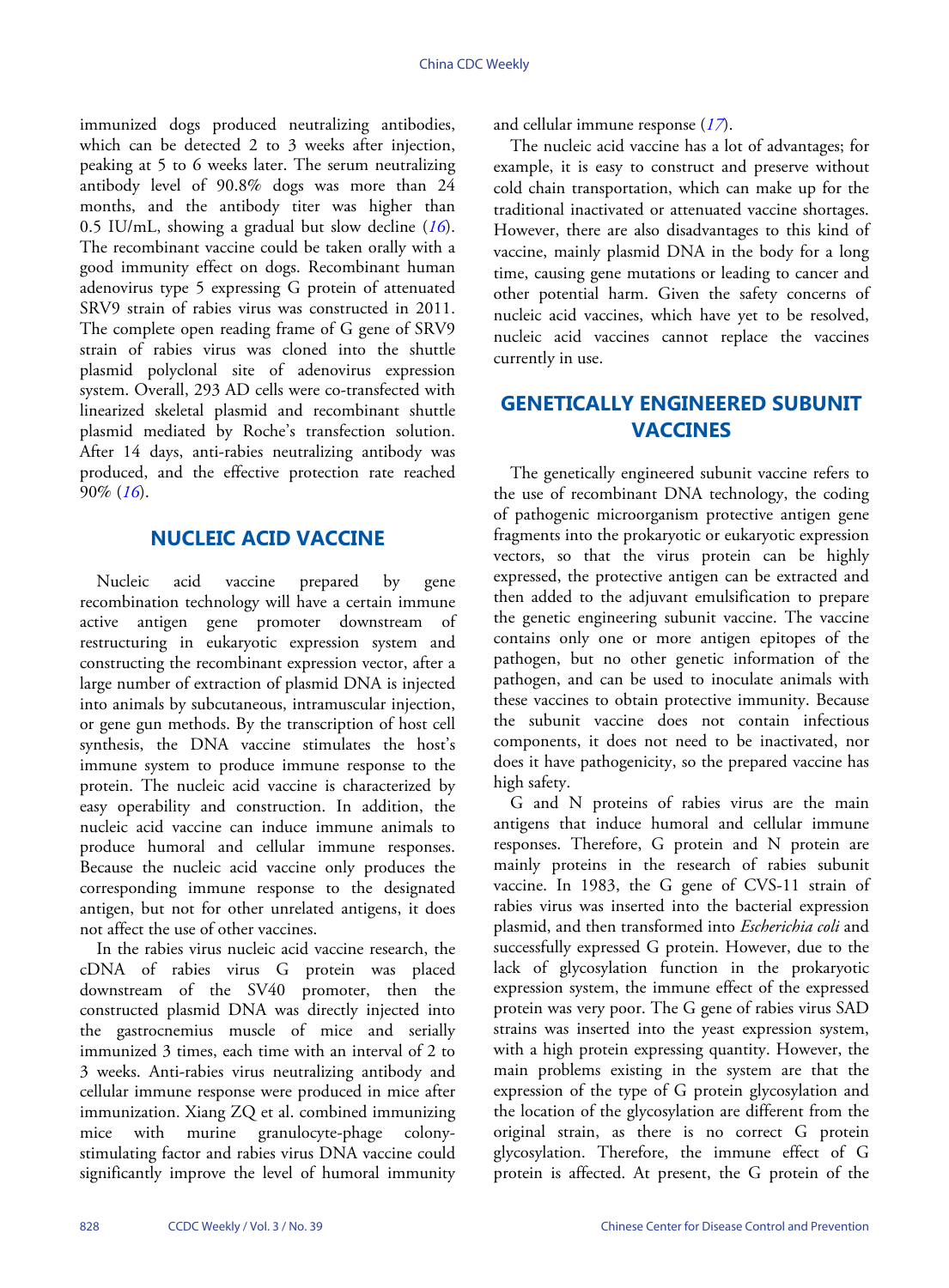immunized dogs produced neutralizing antibodies, which can be detected 2 to 3 weeks after injection, peaking at 5 to 6 weeks later. The serum neutralizing antibody level of 90.8% dogs was more than 24 months, and the antibody titer was higher than 0.5 IU/mL, showing a gradual but slow decline (*16*). The recombinant vaccine could be taken orally with a good immunity effect on dogs. Recombinant human adenovirus type 5 expressing G protein of attenuated SRV9 strain of rabies virus was constructed in 2011. The complete open reading frame of G gene of SRV9 strain of rabies virus was cloned into the shuttle plasmid polyclonal site of adenovirus expression system. Overall, 293 AD cells were co-transfected with linearized skeletal plasmid and recombinant shuttle plasmid mediated by Roche's transfection solution. After 14 days, anti-rabies neutralizing antibody was produced, and the effective protection rate reached 90% (*16*).

## NUCLEIC ACID VACCINE

Nucleic acid vaccine prepared by gene recombination technology will have a certain immune active antigen gene promoter downstream of restructuring in eukaryotic expression system and constructing the recombinant expression vector, after a large number of extraction of plasmid DNA is injected into animals by subcutaneous, intramuscular injection, or gene gun methods. By the transcription of host cell synthesis, the DNA vaccine stimulates the host's immune system to produce immune response to the protein. The nucleic acid vaccine is characterized by easy operability and construction. In addition, the nucleic acid vaccine can induce immune animals to produce humoral and cellular immune responses. Because the nucleic acid vaccine only produces the corresponding immune response to the designated antigen, but not for other unrelated antigens, it does not affect the use of other vaccines.

In the rabies virus nucleic acid vaccine research, the cDNA of rabies virus G protein was placed downstream of the SV40 promoter, then the constructed plasmid DNA was directly injected into the gastrocnemius muscle of mice and serially immunized 3 times, each time with an interval of 2 to 3 weeks. Anti-rabies virus neutralizing antibody and cellular immune response were produced in mice after immunization. Xiang ZQ et al. combined immunizing mice with murine granulocyte-phage colony-stimulating factor and rabies virus DNA vaccine could significantly improve the level of humoral immunity and cellular immune response (*17*).

The nucleic acid vaccine has a lot of advantages; for example, it is easy to construct and preserve without cold chain transportation, which can make up for the traditional inactivated or attenuated vaccine shortages. However, there are also disadvantages to this kind of vaccine, mainly plasmid DNA in the body for a long time, causing gene mutations or leading to cancer and other potential harm. Given the safety concerns of nucleic acid vaccines, which have yet to be resolved, nucleic acid vaccines cannot replace the vaccines currently in use.

## GENETICALLY ENGINEERED SUBUNIT VACCINES

The genetically engineered subunit vaccine refers to the use of recombinant DNA technology, the coding of pathogenic microorganism protective antigen gene fragments into the prokaryotic or eukaryotic expression vectors, so that the virus protein can be highly expressed, the protective antigen can be extracted and then added to the adjuvant emulsification to prepare the genetic engineering subunit vaccine. The vaccine contains only one or more antigen epitopes of the pathogen, but no other genetic information of the pathogen, and can be used to inoculate animals with these vaccines to obtain protective immunity. Because the subunit vaccine does not contain infectious components, it does not need to be inactivated, nor does it have pathogenicity, so the prepared vaccine has high safety.

G and N proteins of rabies virus are the main antigens that induce humoral and cellular immune responses. Therefore, G protein and N protein are mainly proteins in the research of rabies subunit vaccine. In 1983, the G gene of CVS-11 strain of rabies virus was inserted into the bacterial expression plasmid, and then transformed into *Escherichia coli* and successfully expressed G protein. However, due to the lack of glycosylation function in the prokaryotic expression system, the immune effect of the expressed protein was very poor. The G gene of rabies virus SAD strains was inserted into the yeast expression system, with a high protein expressing quantity. However, the main problems existing in the system are that the expression of the type of G protein glycosylation and the location of the glycosylation are different from the original strain, as there is no correct G protein glycosylation. Therefore, the immune effect of G protein is affected. At present, the G protein of the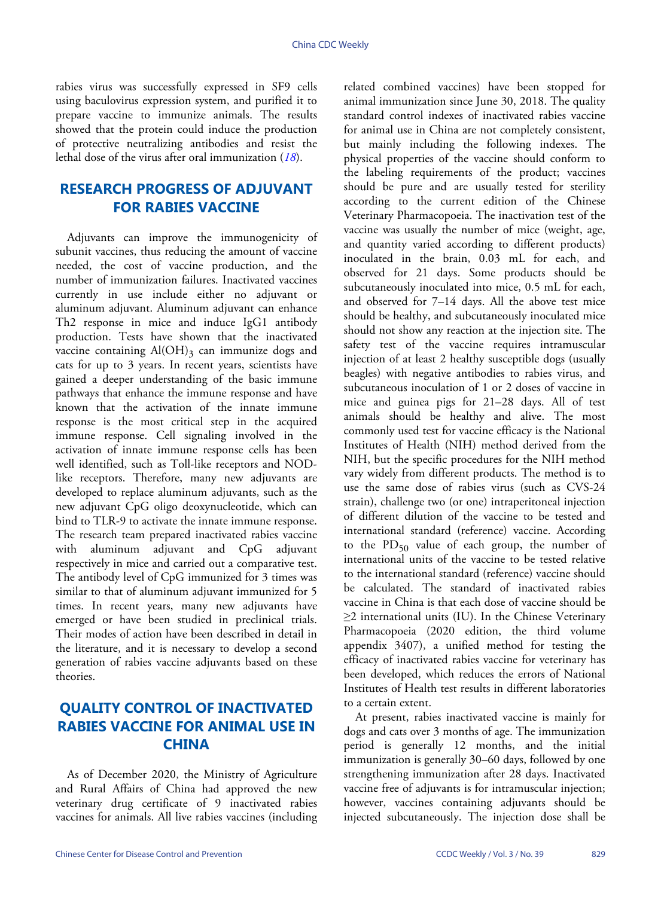rabies virus was successfully expressed in SF9 cells using baculovirus expression system, and purified it to prepare vaccine to immunize animals. The results showed that the protein could induce the production of protective neutralizing antibodies and resist the lethal dose of the virus after oral immunization (*18*).

## RESEARCH PROGRESS OF ADJUVANT FOR RABIES VACCINE

Adjuvants can improve the immunogenicity of subunit vaccines, thus reducing the amount of vaccine needed, the cost of vaccine production, and the number of immunization failures. Inactivated vaccines currently in use include either no adjuvant or aluminum adjuvant. Aluminum adjuvant can enhance Th2 response in mice and induce IgG1 antibody production. Tests have shown that the inactivated vaccine containing $Al(OH)_3$ can immunize dogs and cats for up to 3 years. In recent years, scientists have gained a deeper understanding of the basic immune pathways that enhance the immune response and have known that the activation of the innate immune response is the most critical step in the acquired immune response. Cell signaling involved in the activation of innate immune response cells has been well identified, such as Toll-like receptors and NOD-like receptors. Therefore, many new adjuvants are developed to replace aluminum adjuvants, such as the new adjuvant CpG oligo deoxynucleotide, which can bind to TLR-9 to activate the innate immune response. The research team prepared inactivated rabies vaccine with aluminum adjuvant and CpG adjuvant respectively in mice and carried out a comparative test. The antibody level of CpG immunized for 3 times was similar to that of aluminum adjuvant immunized for 5 times. In recent years, many new adjuvants have emerged or have been studied in preclinical trials. Their modes of action have been described in detail in the literature, and it is necessary to develop a second generation of rabies vaccine adjuvants based on these theories.

## QUALITY CONTROL OF INACTIVATED RABIES VACCINE FOR ANIMAL USE IN CHINA

As of December 2020, the Ministry of Agriculture and Rural Affairs of China had approved the new veterinary drug certificate of 9 inactivated rabies vaccines for animals. All live rabies vaccines (including related combined vaccines) have been stopped for animal immunization since June 30, 2018. The quality standard control indexes of inactivated rabies vaccine for animal use in China are not completely consistent, but mainly including the following indexes. The physical properties of the vaccine should conform to the labeling requirements of the product; vaccines should be pure and are usually tested for sterility according to the current edition of the Chinese Veterinary Pharmacopoeia. The inactivation test of the vaccine was usually the number of mice (weight, age, and quantity varied according to different products) inoculated in the brain, 0.03 mL for each, and observed for 21 days. Some products should be subcutaneously inoculated into mice, 0.5 mL for each, and observed for 7–14 days. All the above test mice should be healthy, and subcutaneously inoculated mice should not show any reaction at the injection site. The safety test of the vaccine requires intramuscular injection of at least 2 healthy susceptible dogs (usually beagles) with negative antibodies to rabies virus, and subcutaneous inoculation of 1 or 2 doses of vaccine in mice and guinea pigs for 21–28 days. All of test animals should be healthy and alive. The most commonly used test for vaccine efficacy is the National Institutes of Health (NIH) method derived from the NIH, but the specific procedures for the NIH method vary widely from different products. The method is to use the same dose of rabies virus (such as CVS-24 strain), challenge two (or one) intraperitoneal injection of different dilution of the vaccine to be tested and international standard (reference) vaccine. According to the $PD_{50}$ value of each group, the number of international units of the vaccine to be tested relative to the international standard (reference) vaccine should be calculated. The standard of inactivated rabies vaccine in China is that each dose of vaccine should be ≥2 international units (IU). In the Chinese Veterinary Pharmacopoeia (2020 edition, the third volume appendix 3407), a unified method for testing the efficacy of inactivated rabies vaccine for veterinary has been developed, which reduces the errors of National Institutes of Health test results in different laboratories to a certain extent.

At present, rabies inactivated vaccine is mainly for dogs and cats over 3 months of age. The immunization period is generally 12 months, and the initial immunization is generally 30–60 days, followed by one strengthening immunization after 28 days. Inactivated vaccine free of adjuvants is for intramuscular injection; however, vaccines containing adjuvants should be injected subcutaneously. The injection dose shall be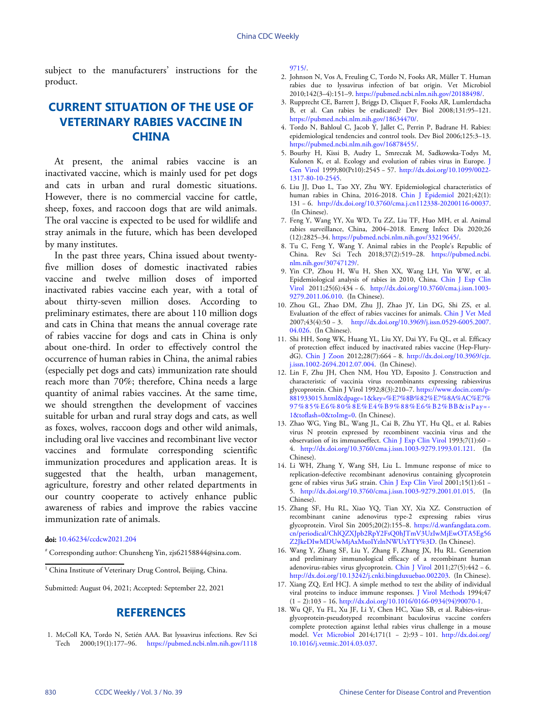subject to the manufacturers' instructions for the product.

## CURRENT SITUATION OF THE USE OF VETERINARY RABIES VACCINE IN CHINA

At present, the animal rabies vaccine is an inactivated vaccine, which is mainly used for pet dogs and cats in urban and rural domestic situations. However, there is no commercial vaccine for cattle, sheep, foxes, and raccoon dogs that are wild animals. The oral vaccine is expected to be used for wildlife and stray animals in the future, which has been developed by many institutes.

In the past three years, China issued about twenty-five million doses of domestic inactivated rabies vaccine and twelve million doses of imported inactivated rabies vaccine each year, with a total of about thirty-seven million doses. According to preliminary estimates, there are about 110 million dogs and cats in China that means the annual coverage rate of rabies vaccine for dogs and cats in China is only about one-third. In order to effectively control the occurrence of human rabies in China, the animal rabies (especially pet dogs and cats) immunization rate should reach more than 70%; therefore, China needs a large quantity of animal rabies vaccines. At the same time, we should strengthen the development of vaccines suitable for urban and rural stray dogs and cats, as well as foxes, wolves, raccoon dogs and other wild animals, including oral live vaccines and recombinant live vector vaccines and formulate corresponding scientific immunization procedures and application areas. It is suggested that the health, urban management, agriculture, forestry and other related departments in our country cooperate to actively enhance public awareness of rabies and improve the rabies vaccine immunization rate of animals.

**doi:** 10.46234/ccdcw2021.204

[#] Corresponding author: Chunsheng Yin, zjs62158844@sina.com.

[1] China Institute of Veterinary Drug Control, Beijing, China.

Submitted: August 04, 2021; Accepted: September 22, 2021

## REFERENCES

1. McColl KA, Tordo N, Setién AAA. Bat lyssavirus infections. Rev Sci Tech 2000;19(1):177–96. https://pubmed.ncbi.nlm.nih.gov/11189715/.
2. Johnson N, Vos A, Freuling C, Tordo N, Fooks AR, Müller T. Human rabies due to lyssavirus infection of bat origin. Vet Microbiol 2010;142(3–4):151–9. https://pubmed.ncbi.nlm.nih.gov/20188498/.
3. Rupprecht CE, Barrett J, Briggs D, Cliquet F, Fooks AR, Lumlertdacha B, et al. Can rabies be eradicated? Dev Biol 2008;131:95–121. https://pubmed.ncbi.nlm.nih.gov/18634470/.
4. Tordo N, Bahloul C, Jacob Y, Jallet C, Perrin P, Badrane H. Rabies: epidemiological tendencies and control tools. Dev Biol 2006;125:3–13. https://pubmed.ncbi.nlm.nih.gov/16878455/.
5. Bourhy H, Kissi B, Audry L, Smreczak M, Sadkowska-Todys M, Kulonen K, et al. Ecology and evolution of rabies virus in Europe. J Gen Virol 1999;80(Pt10):2545 – 57. http://dx.doi.org/10.1099/0022-1317-80-10-2545.
6. Liu JJ, Duo L, Tao XY, Zhu WY. Epidemiological characteristics of human rabies in China, 2016-2018. Chin J Epidemiol 2021;42(1): 131 – 6. http://dx.doi.org/10.3760/cma.j.cn112338-20200116-00037. (In Chinese).
7. Feng Y, Wang YY, Xu WD, Tu ZZ, Liu TF, Huo MH, et al. Animal rabies surveillance, China, 2004–2018. Emerg Infect Dis 2020;26 (12):2825–34. https://pubmed.ncbi.nlm.nih.gov/33219645/.
8. Tu C, Feng Y, Wang Y. Animal rabies in the People's Republic of China. Rev Sci Tech 2018;37(2):519–28. https://pubmed.ncbi.nlm.nih.gov/30747129/.
9. Yin CP, Zhou H, Wu H, Shen XX, Wang LH, Yin WW, et al. Epidemiological analysis of rabies in 2010, China. Chin J Exp Clin Virol 2011;25(6):434 – 6. http://dx.doi.org/10.3760/cma.j.issn.1003-9279.2011.06.010. (In Chinese).
10. Zhou GL, Zhao DM, Zhu JJ, Zhao JY, Lin DG, Shi ZS, et al. Evaluation of the effect of rabies vaccines for animals. Chin J Vet Med 2007;43(4):50 – 3. http://dx.doi.org/10.3969/j.issn.0529-6005.2007.04.026. (In Chinese).
11. Shi HH, Song WK, Huang YL, Liu XY, Dai YY, Fu QL, et al. Efficacy of protection effect induced by inactivated rabies vaccine (Hep-Flury-dG). Chin J Zoon 2012;28(7):664 – 8. http://dx.doi.org/10.3969/cjz.j.issn.1002-2694.2012.07.004. (In Chinese).
12. Lin F, Zhu JH, Chen NM, Hou YD, Esposito J. Construction and characteristic of vaccinia virus recombinants expressing rabiesvirus glycoprotein. Chin J Virol 1992;8(3):210–7. https://www.docin.com/p-881933015.html&dpage=1&key=%E7%8B%82%E7%8A%AC%E7%97%85%E6%80%8E%E4%B9%88%E6%B2%BB&isPay=-1&toflash=0&toImg=0. (In Chinese).
13. Zhao WG, Ying BL, Wang JL, Cai B, Zhu YT, Hu QL, et al. Rabies virus N protein expressed by recombinant vaccinia virus and the observation of its immunoeffect. Chin J Exp Clin Virol 1993;7(1):60 – 4. http://dx.doi.org/10.3760/cma.j.issn.1003-9279.1993.01.121. (In Chinese).
14. Li WH, Zhang Y, Wang SH, Liu L. Immune response of mice to replication-defective recombinant adenovirus containing glycoprotein gene of rabies virus 3aG strain. Chin J Exp Clin Virol 2001;15(1):61 – 5. http://dx.doi.org/10.3760/cma.j.issn.1003-9279.2001.01.015. (In Chinese).
15. Zhang SF, Hu RL, Xiao YQ, Tian XY, Xia XZ. Construction of recombinant canine adenovirus type-2 expressing rabies virus glycoprotein. Virol Sin 2005;20(2):155–8. https://d.wanfangdata.com.cn/periodical/ChlQZXJpb2RpY2FsQ0hJTmV3UzIwMjEwOTA5Eg56Z2JkeDIwMDUwMjAxMxoIYzlnNWUxYTY%3D. (In Chinese).
16. Wang Y, Zhang SF, Liu Y, Zhang F, Zhang JX, Hu RL. Generation and preliminary immunological efficacy of a recombinant human adenovirus-rabies virus glycoprotein. Chin J Virol 2011;27(5):442 – 6. http://dx.doi.org/10.13242/j.cnki.bingduxuebao.002203. (In Chinese).
17. Xiang ZQ, Ertl HCJ. A simple method to test the ability of individual viral proteins to induce immune responses. J Virol Methods 1994;47 (1 – 2):103 – 16. http://dx.doi.org/10.1016/0166-0934(94)90070-1.
18. Wu QF, Yu FL, Xu JF, Li Y, Chen HC, Xiao SB, et al. Rabies-virus-glycoprotein-pseudotyped recombinant baculovirus vaccine confers complete protection against lethal rabies virus challenge in a mouse model. Vet Microbiol 2014;171(1 – 2):93 – 101. http://dx.doi.org/10.1016/j.vetmic.2014.03.037.